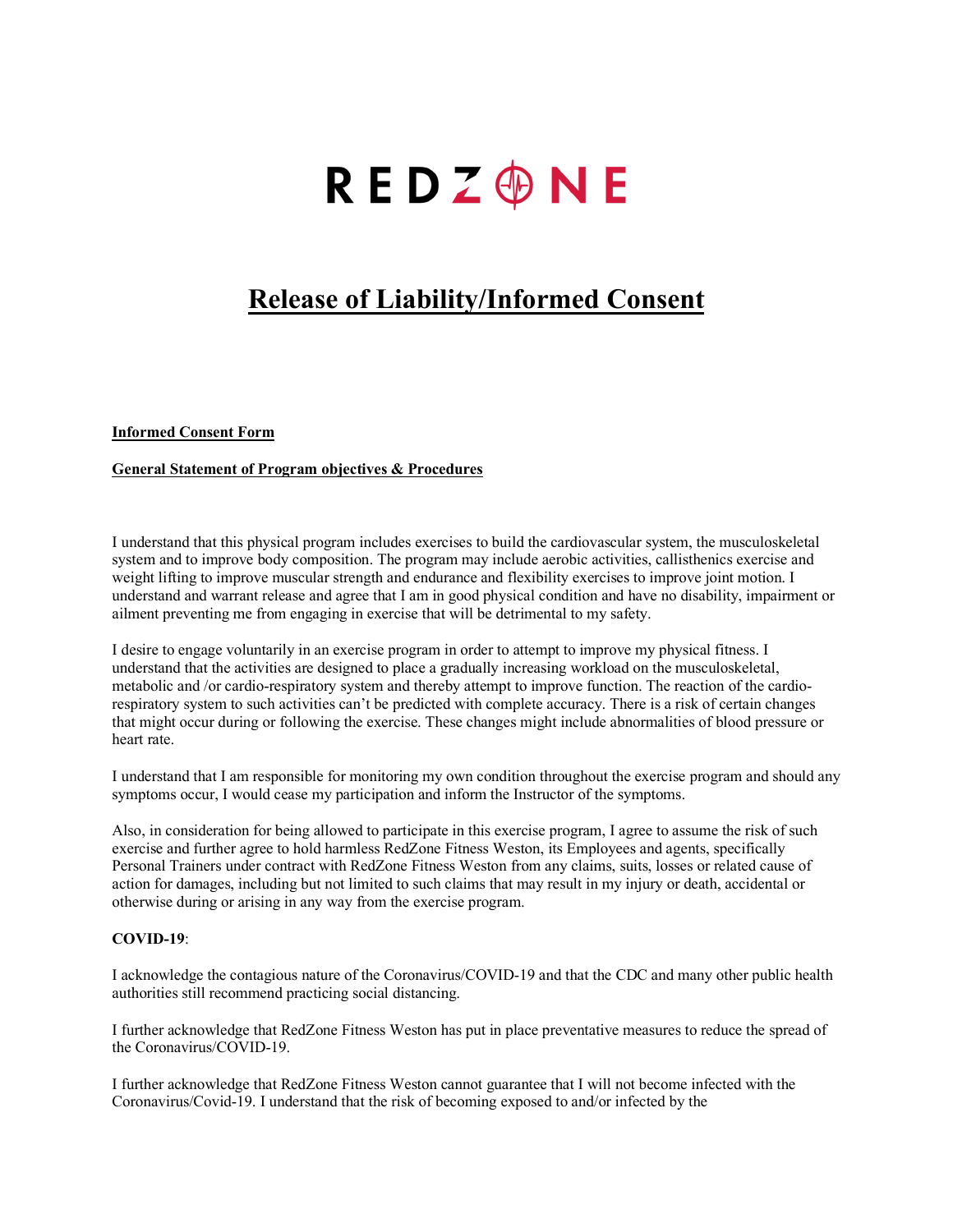# REDZONE

## Release of Liability/Informed Consent

**Informed Consent Form**

**General Statement of Program objectives & Procedures**

I understand that this physical program includes exercises to build the cardiovascular system, the musculoskeletal system and to improve body composition. The program may include aerobic activities, callisthenics exercise and weight lifting to improve muscular strength and endurance and flexibility exercises to improve joint motion. I understand and warrant release and agree that I am in good physical condition and have no disability, impairment or ailment preventing me from engaging in exercise that will be detrimental to my safety.

I desire to engage voluntarily in an exercise program in order to attempt to improve my physical fitness. I understand that the activities are designed to place a gradually increasing workload on the musculoskeletal, metabolic and /or cardio-respiratory system and thereby attempt to improve function. The reaction of the cardio-respiratory system to such activities can't be predicted with complete accuracy. There is a risk of certain changes that might occur during or following the exercise. These changes might include abnormalities of blood pressure or heart rate.

I understand that I am responsible for monitoring my own condition throughout the exercise program and should any symptoms occur, I would cease my participation and inform the Instructor of the symptoms.

Also, in consideration for being allowed to participate in this exercise program, I agree to assume the risk of such exercise and further agree to hold harmless RedZone Fitness Weston, its Employees and agents, specifically Personal Trainers under contract with RedZone Fitness Weston from any claims, suits, losses or related cause of action for damages, including but not limited to such claims that may result in my injury or death, accidental or otherwise during or arising in any way from the exercise program.

**COVID-19**:

I acknowledge the contagious nature of the Coronavirus/COVID-19 and that the CDC and many other public health authorities still recommend practicing social distancing.

I further acknowledge that RedZone Fitness Weston has put in place preventative measures to reduce the spread of the Coronavirus/COVID-19.

I further acknowledge that RedZone Fitness Weston cannot guarantee that I will not become infected with the Coronavirus/Covid-19. I understand that the risk of becoming exposed to and/or infected by the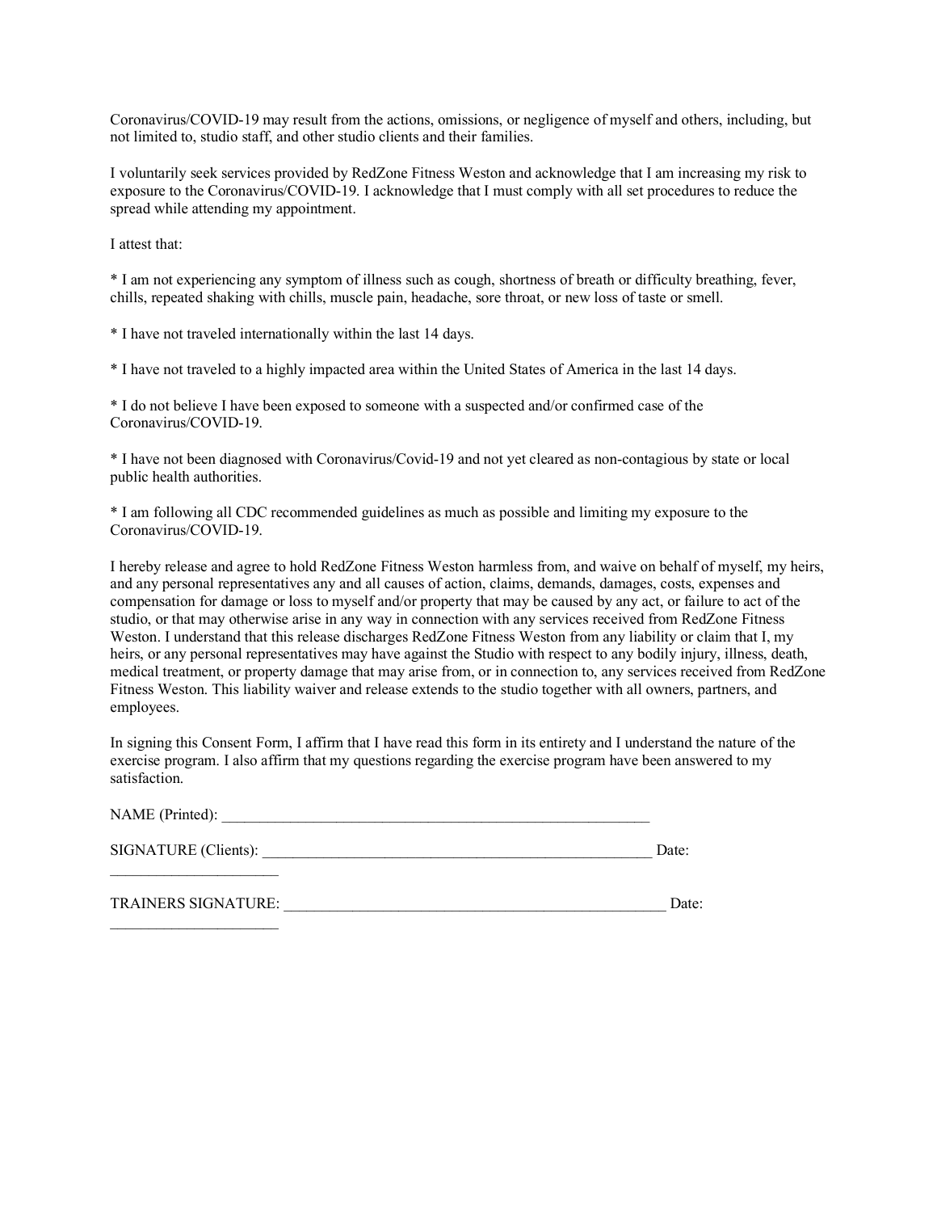Coronavirus/COVID-19 may result from the actions, omissions, or negligence of myself and others, including, but not limited to, studio staff, and other studio clients and their families.

I voluntarily seek services provided by RedZone Fitness Weston and acknowledge that I am increasing my risk to exposure to the Coronavirus/COVID-19. I acknowledge that I must comply with all set procedures to reduce the spread while attending my appointment.

I attest that:

* I am not experiencing any symptom of illness such as cough, shortness of breath or difficulty breathing, fever, chills, repeated shaking with chills, muscle pain, headache, sore throat, or new loss of taste or smell.

* I have not traveled internationally within the last 14 days.

* I have not traveled to a highly impacted area within the United States of America in the last 14 days.

* I do not believe I have been exposed to someone with a suspected and/or confirmed case of the Coronavirus/COVID-19.

* I have not been diagnosed with Coronavirus/Covid-19 and not yet cleared as non-contagious by state or local public health authorities.

* I am following all CDC recommended guidelines as much as possible and limiting my exposure to the Coronavirus/COVID-19.

I hereby release and agree to hold RedZone Fitness Weston harmless from, and waive on behalf of myself, my heirs, and any personal representatives any and all causes of action, claims, demands, damages, costs, expenses and compensation for damage or loss to myself and/or property that may be caused by any act, or failure to act of the studio, or that may otherwise arise in any way in connection with any services received from RedZone Fitness Weston. I understand that this release discharges RedZone Fitness Weston from any liability or claim that I, my heirs, or any personal representatives may have against the Studio with respect to any bodily injury, illness, death, medical treatment, or property damage that may arise from, or in connection to, any services received from RedZone Fitness Weston. This liability waiver and release extends to the studio together with all owners, partners, and employees.

In signing this Consent Form, I affirm that I have read this form in its entirety and I understand the nature of the exercise program. I also affirm that my questions regarding the exercise program have been answered to my satisfaction.

NAME (Printed): ___________________________________________________________

SIGNATURE (Clients): ______________________________________________________ Date: ______________________

TRAINERS SIGNATURE: ____________________________________________________ Date: ______________________